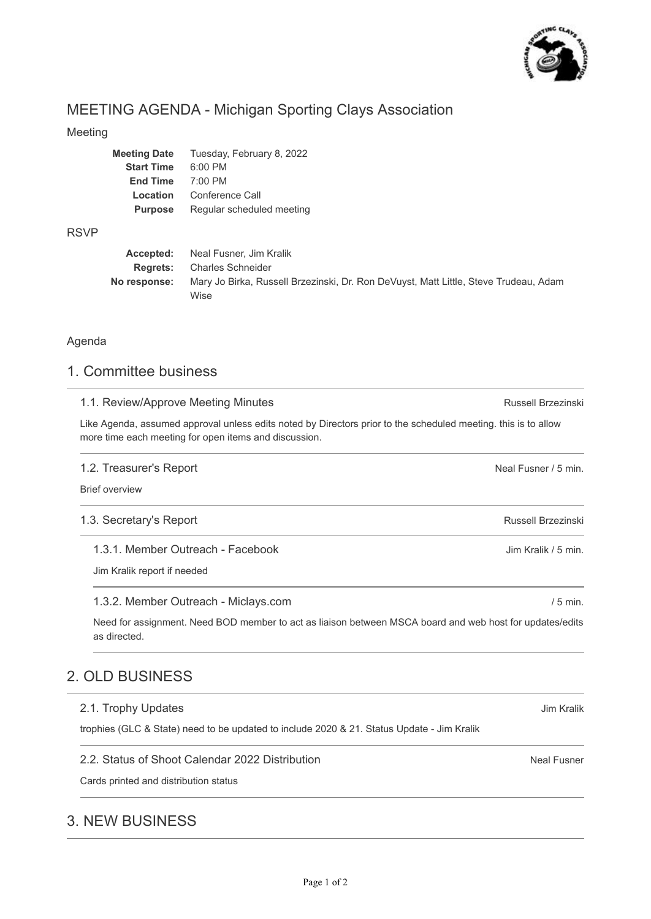# MEETING AGENDA - Michigan Sporting Clays Association

## Meeting

| | |
|---|---|
| **Meeting Date** | Tuesday, February 8, 2022 |
| **Start Time** | 6:00 PM |
| **End Time** | 7:00 PM |
| **Location** | Conference Call |
| **Purpose** | Regular scheduled meeting |

## RSVP

| | |
|---|---|
| **Accepted:** | Neal Fusner, Jim Kralik |
| **Regrets:** | Charles Schneider |
| **No response:** | Mary Jo Birka, Russell Brzezinski, Dr. Ron DeVuyst, Matt Little, Steve Trudeau, Adam Wise |

## Agenda

## 1. Committee business

### 1.1. Review/Approve Meeting Minutes

Russell Brzezinski

Like Agenda, assumed approval unless edits noted by Directors prior to the scheduled meeting. this is to allow more time each meeting for open items and discussion.

### 1.2. Treasurer's Report

Neal Fusner / 5 min.

Brief overview

### 1.3. Secretary's Report

Russell Brzezinski

#### 1.3.1. Member Outreach - Facebook

Jim Kralik / 5 min.

Jim Kralik report if needed

#### 1.3.2. Member Outreach - Miclays.com

/ 5 min.

Need for assignment. Need BOD member to act as liaison between MSCA board and web host for updates/edits as directed.

## 2. OLD BUSINESS

### 2.1. Trophy Updates

Jim Kralik

trophies (GLC & State) need to be updated to include 2020 & 21. Status Update - Jim Kralik

### 2.2. Status of Shoot Calendar 2022 Distribution

Neal Fusner

Cards printed and distribution status

## 3. NEW BUSINESS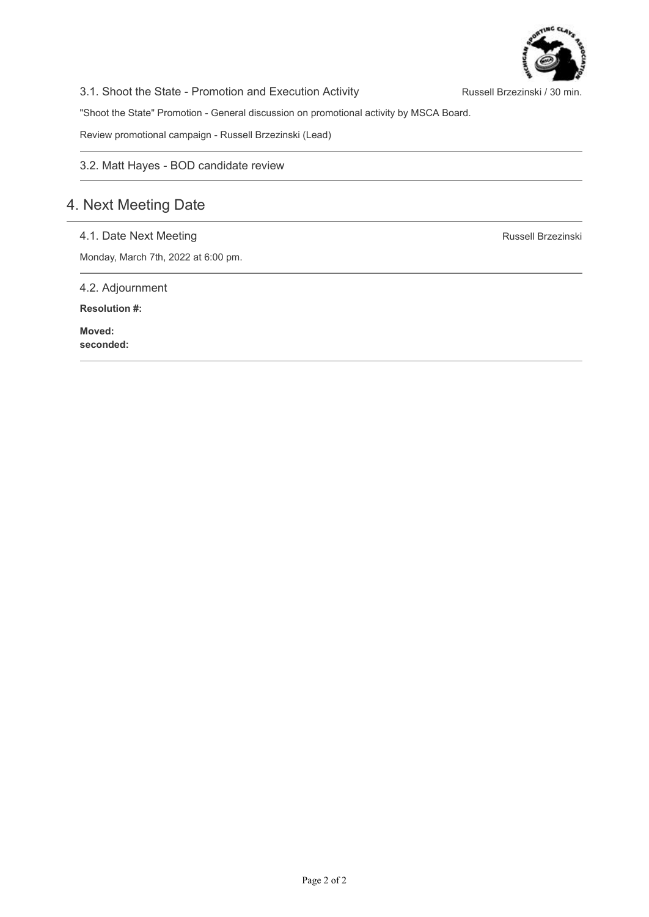### 3.1. Shoot the State - Promotion and Execution Activity

Russell Brzezinski / 30 min.

"Shoot the State" Promotion - General discussion on promotional activity by MSCA Board.

Review promotional campaign - Russell Brzezinski (Lead)

### 3.2. Matt Hayes - BOD candidate review

## 4. Next Meeting Date

### 4.1. Date Next Meeting

Russell Brzezinski

Monday, March 7th, 2022 at 6:00 pm.

### 4.2. Adjournment

**Resolution #:**

**Moved:**
**seconded:**